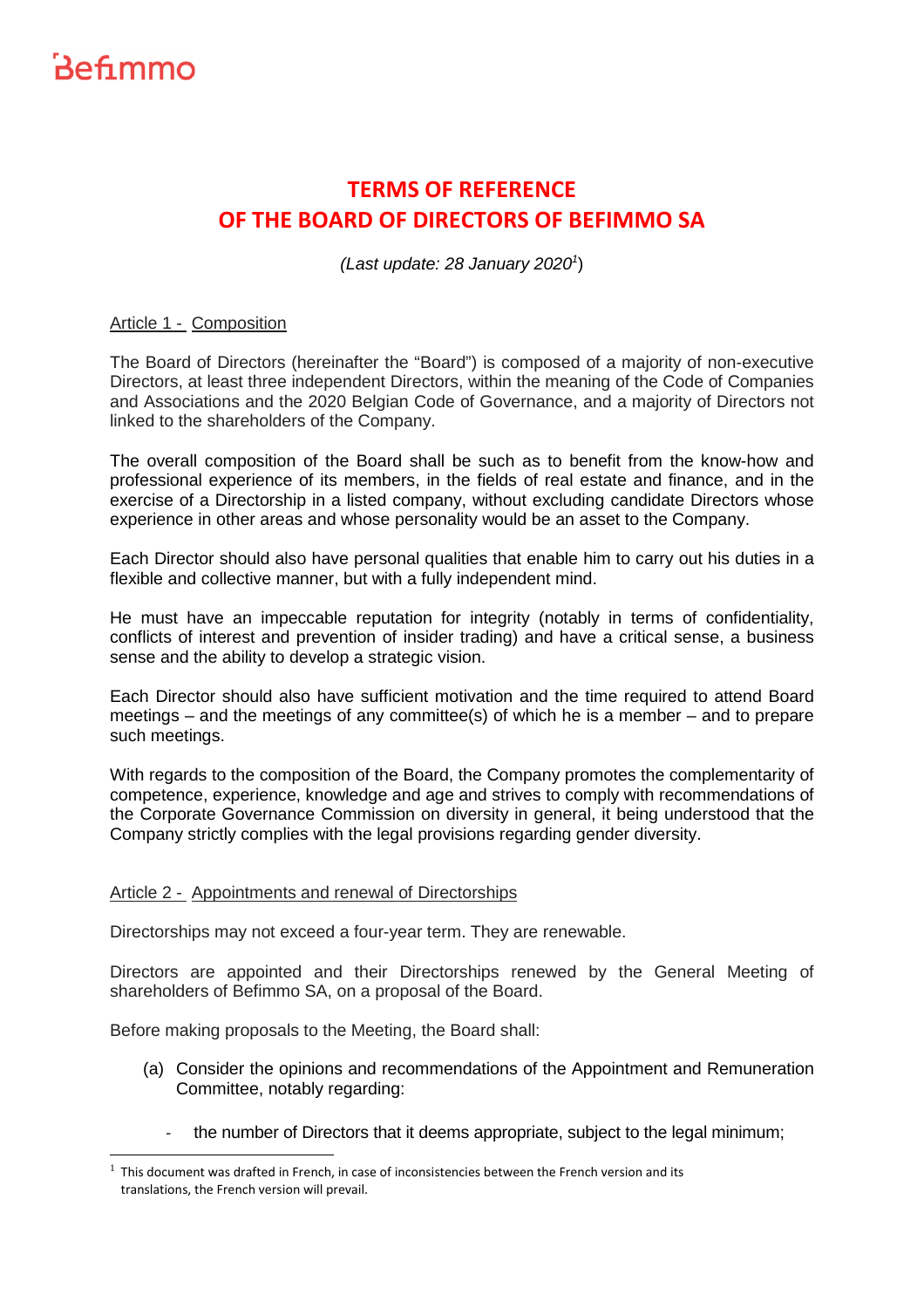Befimmo

# TERMS OF REFERENCE OF THE BOARD OF DIRECTORS OF BEFIMMO SA

*(Last update: 28 January 2020*[1]*)*

## Article 1 - Composition

The Board of Directors (hereinafter the "Board") is composed of a majority of non-executive Directors, at least three independent Directors, within the meaning of the Code of Companies and Associations and the 2020 Belgian Code of Governance, and a majority of Directors not linked to the shareholders of the Company.

The overall composition of the Board shall be such as to benefit from the know-how and professional experience of its members, in the fields of real estate and finance, and in the exercise of a Directorship in a listed company, without excluding candidate Directors whose experience in other areas and whose personality would be an asset to the Company.

Each Director should also have personal qualities that enable him to carry out his duties in a flexible and collective manner, but with a fully independent mind.

He must have an impeccable reputation for integrity (notably in terms of confidentiality, conflicts of interest and prevention of insider trading) and have a critical sense, a business sense and the ability to develop a strategic vision.

Each Director should also have sufficient motivation and the time required to attend Board meetings – and the meetings of any committee(s) of which he is a member – and to prepare such meetings.

With regards to the composition of the Board, the Company promotes the complementarity of competence, experience, knowledge and age and strives to comply with recommendations of the Corporate Governance Commission on diversity in general, it being understood that the Company strictly complies with the legal provisions regarding gender diversity.

## Article 2 - Appointments and renewal of Directorships

Directorships may not exceed a four-year term. They are renewable.

Directors are appointed and their Directorships renewed by the General Meeting of shareholders of Befimmo SA, on a proposal of the Board.

Before making proposals to the Meeting, the Board shall:

(a) Consider the opinions and recommendations of the Appointment and Remuneration Committee, notably regarding:

- the number of Directors that it deems appropriate, subject to the legal minimum;

[1] This document was drafted in French, in case of inconsistencies between the French version and its translations, the French version will prevail.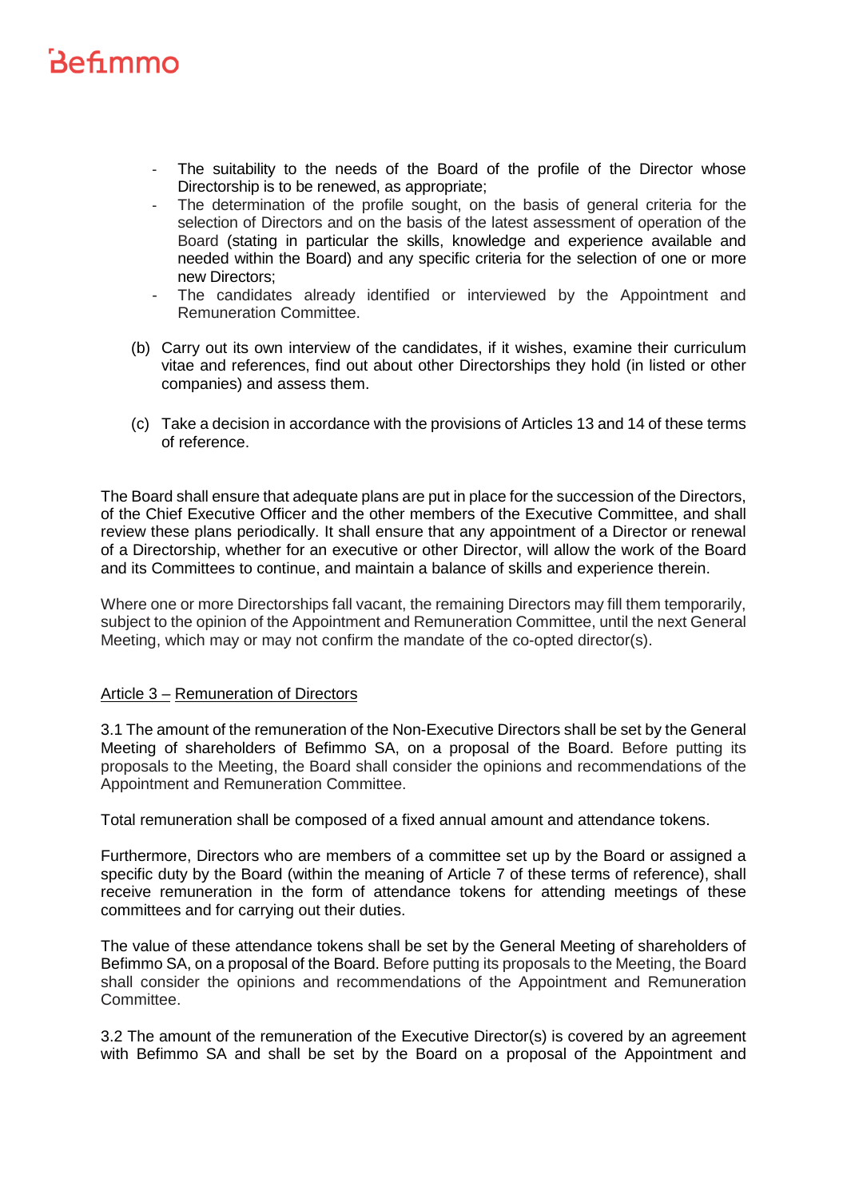- The suitability to the needs of the Board of the profile of the Director whose Directorship is to be renewed, as appropriate;
- The determination of the profile sought, on the basis of general criteria for the selection of Directors and on the basis of the latest assessment of operation of the Board (stating in particular the skills, knowledge and experience available and needed within the Board) and any specific criteria for the selection of one or more new Directors;
- The candidates already identified or interviewed by the Appointment and Remuneration Committee.

(b) Carry out its own interview of the candidates, if it wishes, examine their curriculum vitae and references, find out about other Directorships they hold (in listed or other companies) and assess them.

(c) Take a decision in accordance with the provisions of Articles 13 and 14 of these terms of reference.

The Board shall ensure that adequate plans are put in place for the succession of the Directors, of the Chief Executive Officer and the other members of the Executive Committee, and shall review these plans periodically. It shall ensure that any appointment of a Director or renewal of a Directorship, whether for an executive or other Director, will allow the work of the Board and its Committees to continue, and maintain a balance of skills and experience therein.

Where one or more Directorships fall vacant, the remaining Directors may fill them temporarily, subject to the opinion of the Appointment and Remuneration Committee, until the next General Meeting, which may or may not confirm the mandate of the co-opted director(s).

<u>Article 3 – Remuneration of Directors</u>

3.1 The amount of the remuneration of the Non-Executive Directors shall be set by the General Meeting of shareholders of Befimmo SA, on a proposal of the Board. Before putting its proposals to the Meeting, the Board shall consider the opinions and recommendations of the Appointment and Remuneration Committee.

Total remuneration shall be composed of a fixed annual amount and attendance tokens.

Furthermore, Directors who are members of a committee set up by the Board or assigned a specific duty by the Board (within the meaning of Article 7 of these terms of reference), shall receive remuneration in the form of attendance tokens for attending meetings of these committees and for carrying out their duties.

The value of these attendance tokens shall be set by the General Meeting of shareholders of Befimmo SA, on a proposal of the Board. Before putting its proposals to the Meeting, the Board shall consider the opinions and recommendations of the Appointment and Remuneration Committee.

3.2 The amount of the remuneration of the Executive Director(s) is covered by an agreement with Befimmo SA and shall be set by the Board on a proposal of the Appointment and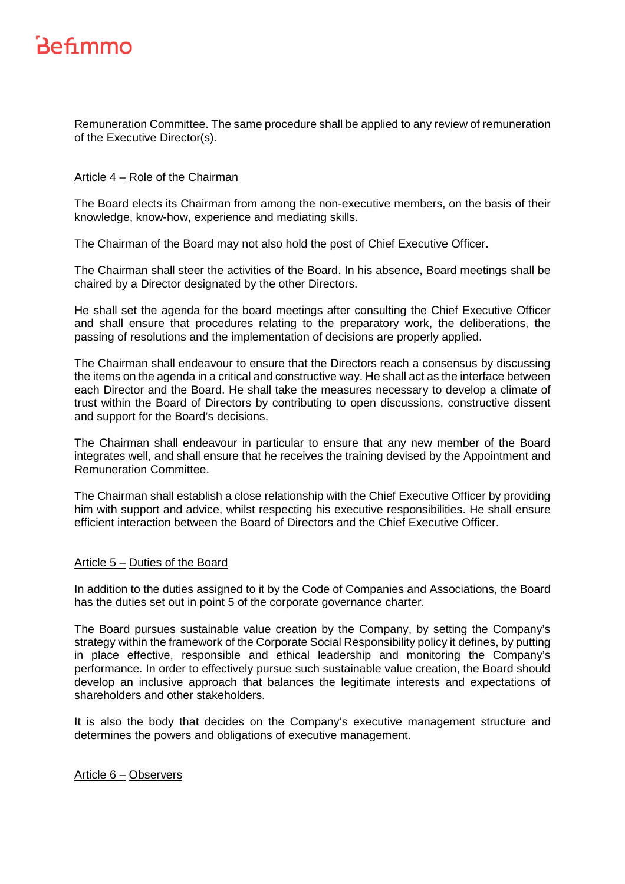Remuneration Committee. The same procedure shall be applied to any review of remuneration of the Executive Director(s).

## Article 4 – Role of the Chairman

The Board elects its Chairman from among the non-executive members, on the basis of their knowledge, know-how, experience and mediating skills.

The Chairman of the Board may not also hold the post of Chief Executive Officer.

The Chairman shall steer the activities of the Board. In his absence, Board meetings shall be chaired by a Director designated by the other Directors.

He shall set the agenda for the board meetings after consulting the Chief Executive Officer and shall ensure that procedures relating to the preparatory work, the deliberations, the passing of resolutions and the implementation of decisions are properly applied.

The Chairman shall endeavour to ensure that the Directors reach a consensus by discussing the items on the agenda in a critical and constructive way. He shall act as the interface between each Director and the Board. He shall take the measures necessary to develop a climate of trust within the Board of Directors by contributing to open discussions, constructive dissent and support for the Board's decisions.

The Chairman shall endeavour in particular to ensure that any new member of the Board integrates well, and shall ensure that he receives the training devised by the Appointment and Remuneration Committee.

The Chairman shall establish a close relationship with the Chief Executive Officer by providing him with support and advice, whilst respecting his executive responsibilities. He shall ensure efficient interaction between the Board of Directors and the Chief Executive Officer.

## Article 5 – Duties of the Board

In addition to the duties assigned to it by the Code of Companies and Associations, the Board has the duties set out in point 5 of the corporate governance charter.

The Board pursues sustainable value creation by the Company, by setting the Company's strategy within the framework of the Corporate Social Responsibility policy it defines, by putting in place effective, responsible and ethical leadership and monitoring the Company's performance. In order to effectively pursue such sustainable value creation, the Board should develop an inclusive approach that balances the legitimate interests and expectations of shareholders and other stakeholders.

It is also the body that decides on the Company's executive management structure and determines the powers and obligations of executive management.

## Article 6 – Observers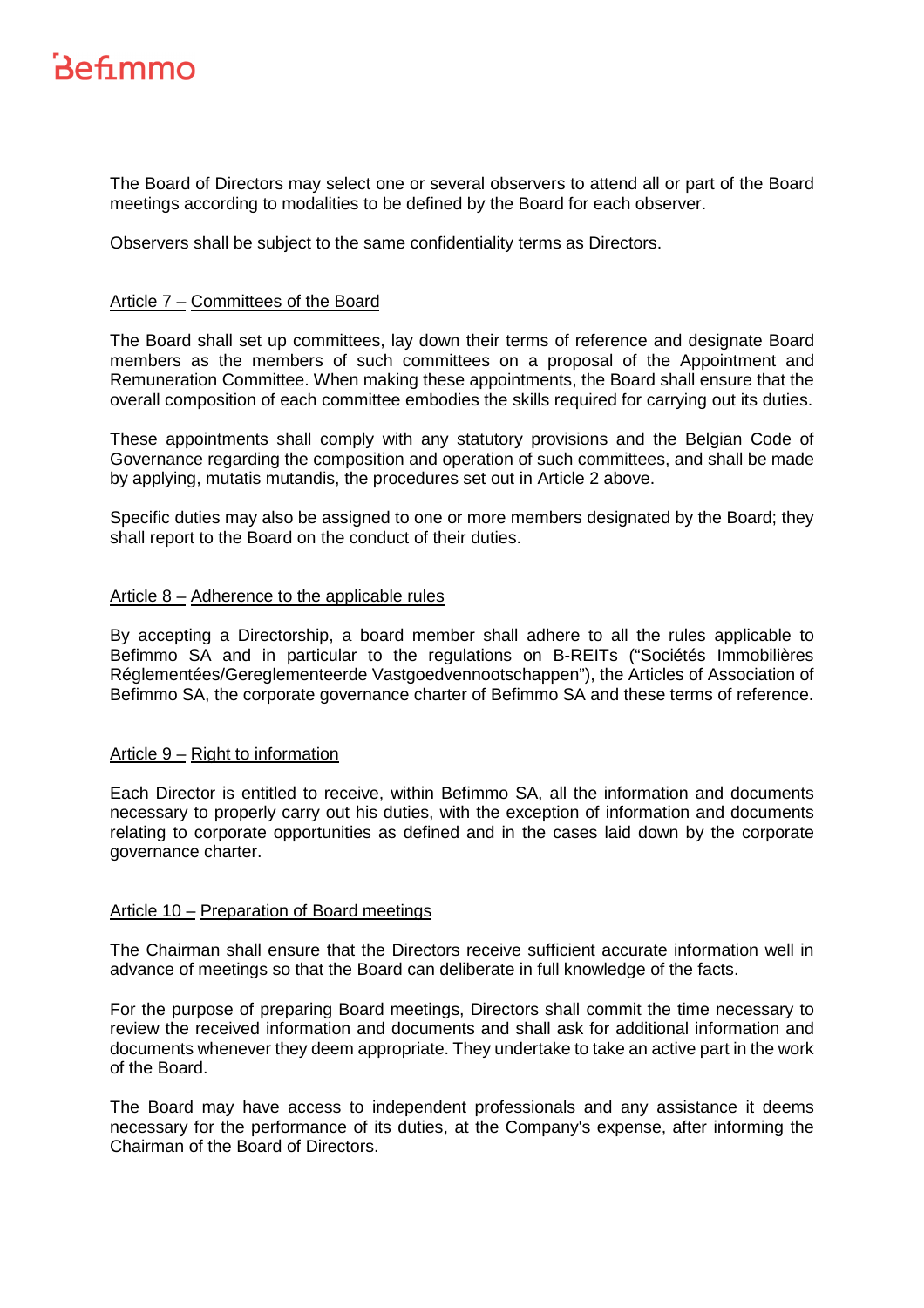The Board of Directors may select one or several observers to attend all or part of the Board meetings according to modalities to be defined by the Board for each observer.

Observers shall be subject to the same confidentiality terms as Directors.

### Article 7 – Committees of the Board

The Board shall set up committees, lay down their terms of reference and designate Board members as the members of such committees on a proposal of the Appointment and Remuneration Committee. When making these appointments, the Board shall ensure that the overall composition of each committee embodies the skills required for carrying out its duties.

These appointments shall comply with any statutory provisions and the Belgian Code of Governance regarding the composition and operation of such committees, and shall be made by applying, mutatis mutandis, the procedures set out in Article 2 above.

Specific duties may also be assigned to one or more members designated by the Board; they shall report to the Board on the conduct of their duties.

### Article 8 – Adherence to the applicable rules

By accepting a Directorship, a board member shall adhere to all the rules applicable to Befimmo SA and in particular to the regulations on B-REITs ("Sociétés Immobilières Réglementées/Gereglementeerde Vastgoedvennootschappen"), the Articles of Association of Befimmo SA, the corporate governance charter of Befimmo SA and these terms of reference.

### Article 9 – Right to information

Each Director is entitled to receive, within Befimmo SA, all the information and documents necessary to properly carry out his duties, with the exception of information and documents relating to corporate opportunities as defined and in the cases laid down by the corporate governance charter.

### Article 10 – Preparation of Board meetings

The Chairman shall ensure that the Directors receive sufficient accurate information well in advance of meetings so that the Board can deliberate in full knowledge of the facts.

For the purpose of preparing Board meetings, Directors shall commit the time necessary to review the received information and documents and shall ask for additional information and documents whenever they deem appropriate. They undertake to take an active part in the work of the Board.

The Board may have access to independent professionals and any assistance it deems necessary for the performance of its duties, at the Company's expense, after informing the Chairman of the Board of Directors.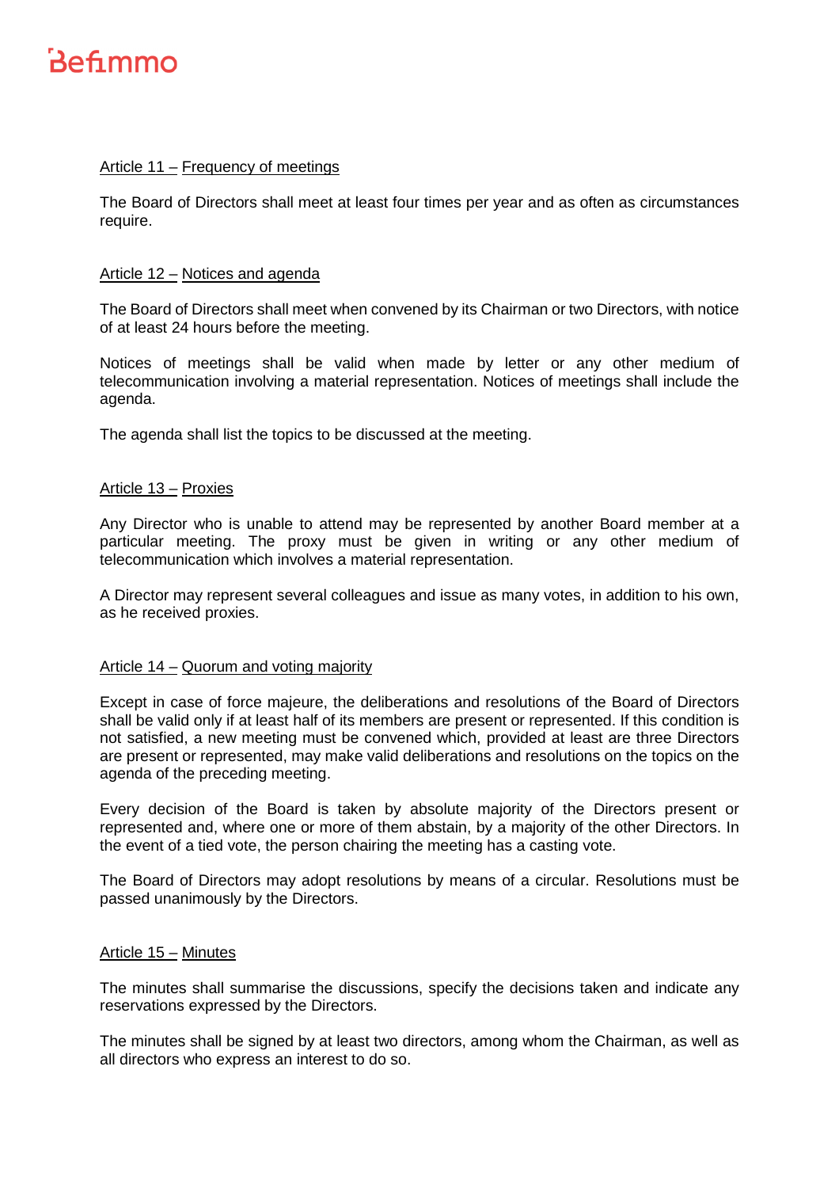Article 11 – Frequency of meetings

The Board of Directors shall meet at least four times per year and as often as circumstances require.

Article 12 – Notices and agenda

The Board of Directors shall meet when convened by its Chairman or two Directors, with notice of at least 24 hours before the meeting.

Notices of meetings shall be valid when made by letter or any other medium of telecommunication involving a material representation. Notices of meetings shall include the agenda.

The agenda shall list the topics to be discussed at the meeting.

Article 13 – Proxies

Any Director who is unable to attend may be represented by another Board member at a particular meeting. The proxy must be given in writing or any other medium of telecommunication which involves a material representation.

A Director may represent several colleagues and issue as many votes, in addition to his own, as he received proxies.

Article 14 – Quorum and voting majority

Except in case of force majeure, the deliberations and resolutions of the Board of Directors shall be valid only if at least half of its members are present or represented. If this condition is not satisfied, a new meeting must be convened which, provided at least are three Directors are present or represented, may make valid deliberations and resolutions on the topics on the agenda of the preceding meeting.

Every decision of the Board is taken by absolute majority of the Directors present or represented and, where one or more of them abstain, by a majority of the other Directors. In the event of a tied vote, the person chairing the meeting has a casting vote.

The Board of Directors may adopt resolutions by means of a circular. Resolutions must be passed unanimously by the Directors.

Article 15 – Minutes

The minutes shall summarise the discussions, specify the decisions taken and indicate any reservations expressed by the Directors.

The minutes shall be signed by at least two directors, among whom the Chairman, as well as all directors who express an interest to do so.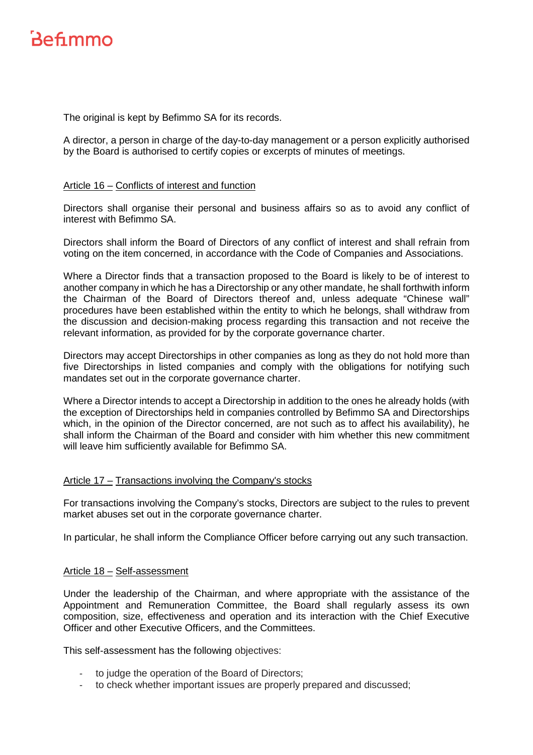The original is kept by Befimmo SA for its records.

A director, a person in charge of the day-to-day management or a person explicitly authorised by the Board is authorised to certify copies or excerpts of minutes of meetings.

## Article 16 – Conflicts of interest and function

Directors shall organise their personal and business affairs so as to avoid any conflict of interest with Befimmo SA.

Directors shall inform the Board of Directors of any conflict of interest and shall refrain from voting on the item concerned, in accordance with the Code of Companies and Associations.

Where a Director finds that a transaction proposed to the Board is likely to be of interest to another company in which he has a Directorship or any other mandate, he shall forthwith inform the Chairman of the Board of Directors thereof and, unless adequate "Chinese wall" procedures have been established within the entity to which he belongs, shall withdraw from the discussion and decision-making process regarding this transaction and not receive the relevant information, as provided for by the corporate governance charter.

Directors may accept Directorships in other companies as long as they do not hold more than five Directorships in listed companies and comply with the obligations for notifying such mandates set out in the corporate governance charter.

Where a Director intends to accept a Directorship in addition to the ones he already holds (with the exception of Directorships held in companies controlled by Befimmo SA and Directorships which, in the opinion of the Director concerned, are not such as to affect his availability), he shall inform the Chairman of the Board and consider with him whether this new commitment will leave him sufficiently available for Befimmo SA.

## Article 17 – Transactions involving the Company's stocks

For transactions involving the Company's stocks, Directors are subject to the rules to prevent market abuses set out in the corporate governance charter.

In particular, he shall inform the Compliance Officer before carrying out any such transaction.

## Article 18 – Self-assessment

Under the leadership of the Chairman, and where appropriate with the assistance of the Appointment and Remuneration Committee, the Board shall regularly assess its own composition, size, effectiveness and operation and its interaction with the Chief Executive Officer and other Executive Officers, and the Committees.

This self-assessment has the following objectives:

- to judge the operation of the Board of Directors;
- to check whether important issues are properly prepared and discussed;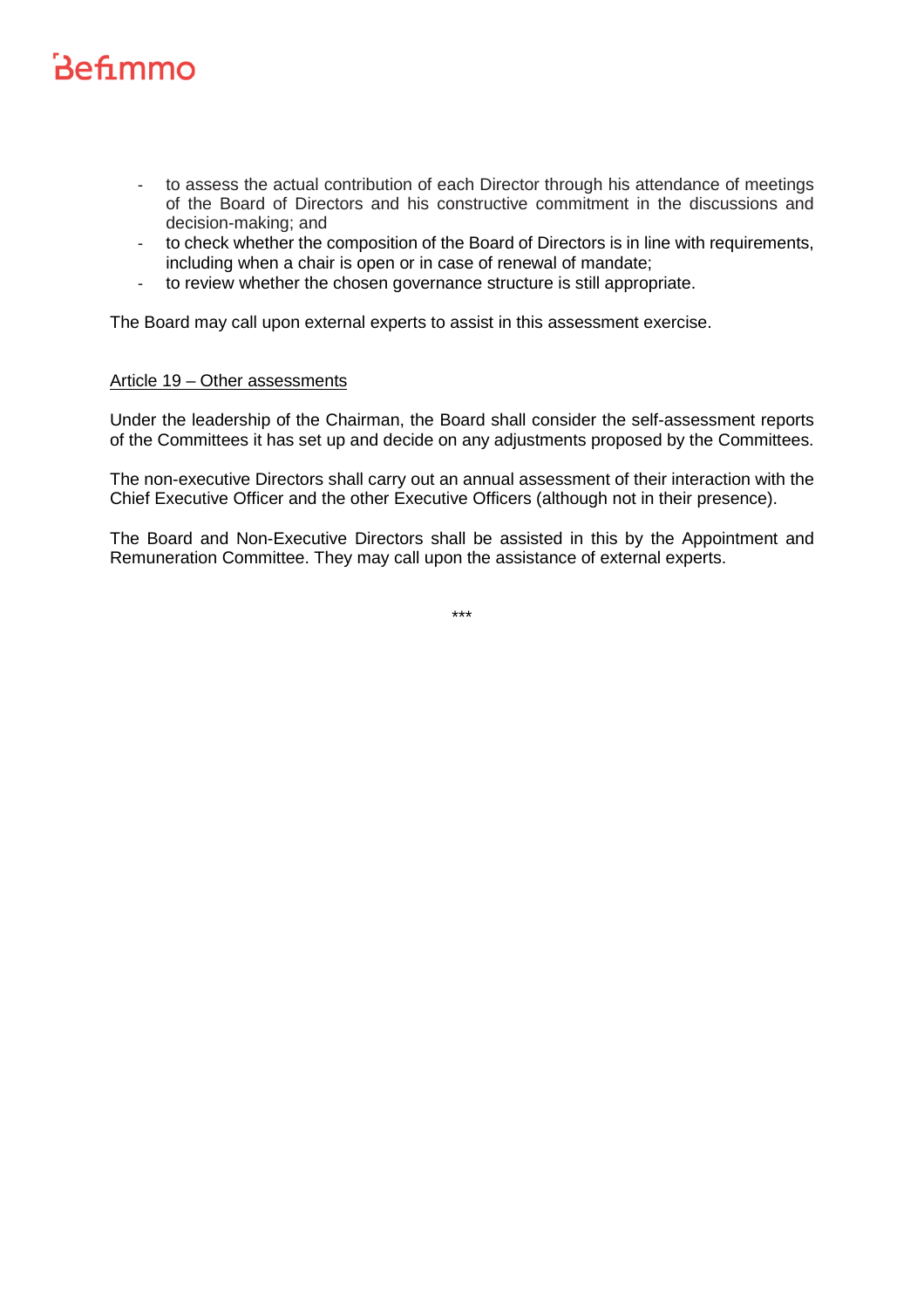- to assess the actual contribution of each Director through his attendance of meetings of the Board of Directors and his constructive commitment in the discussions and decision-making; and
- to check whether the composition of the Board of Directors is in line with requirements, including when a chair is open or in case of renewal of mandate;
- to review whether the chosen governance structure is still appropriate.

The Board may call upon external experts to assist in this assessment exercise.

## Article 19 – Other assessments

Under the leadership of the Chairman, the Board shall consider the self-assessment reports of the Committees it has set up and decide on any adjustments proposed by the Committees.

The non-executive Directors shall carry out an annual assessment of their interaction with the Chief Executive Officer and the other Executive Officers (although not in their presence).

The Board and Non-Executive Directors shall be assisted in this by the Appointment and Remuneration Committee. They may call upon the assistance of external experts.

***